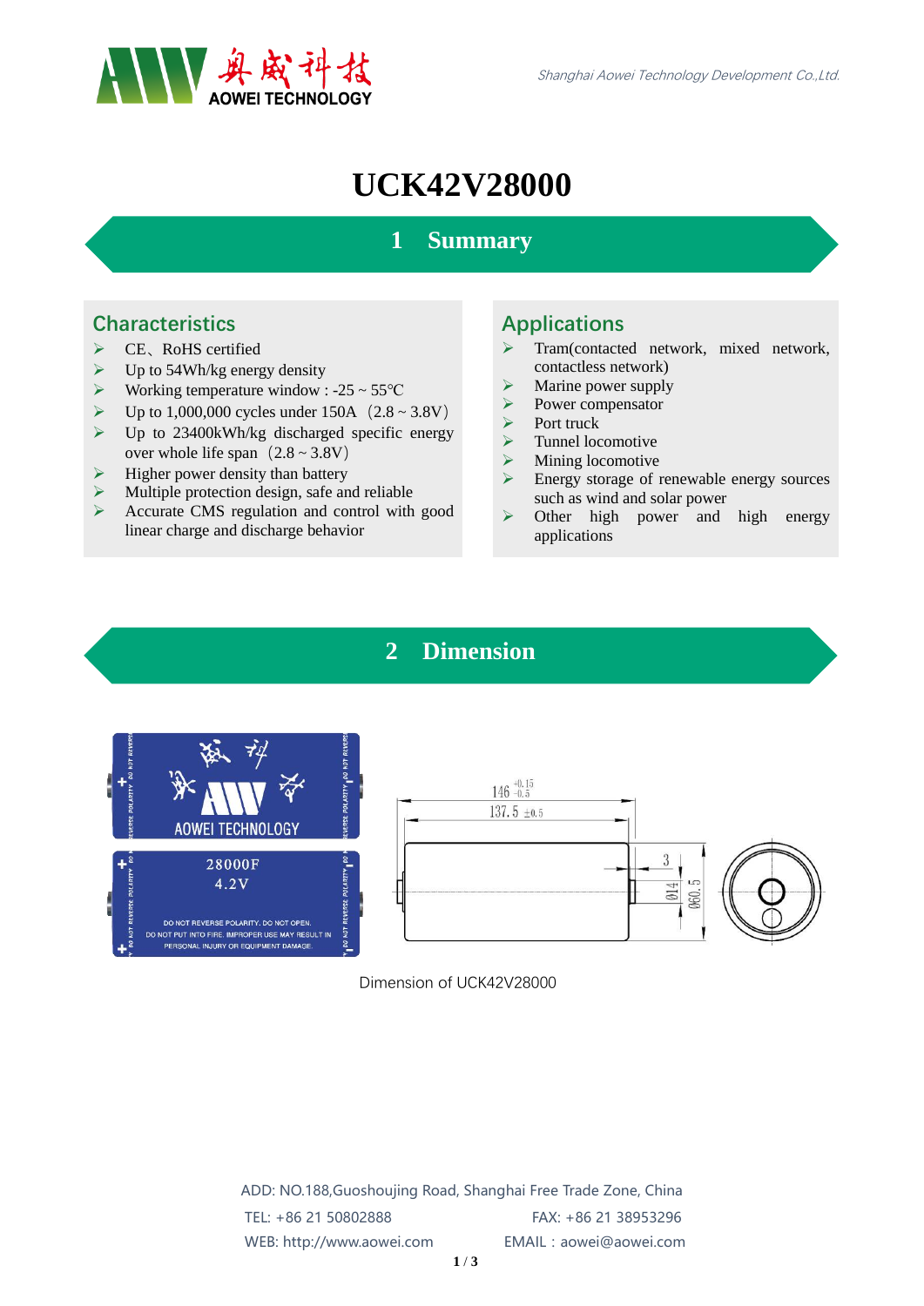# UCK42V28000

## 1 Summary

### Characteristics

- CE、RoHS certified
- Up to 54Wh/kg energy density
- Working temperature window : -25 ~ 55℃
- Up to 1,000,000 cycles under 150A（2.8 ~ 3.8V）
- Up to 23400kWh/kg discharged specific energy over whole life span（2.8 ~ 3.8V）
- Higher power density than battery
- Multiple protection design, safe and reliable
- Accurate CMS regulation and control with good linear charge and discharge behavior

### Applications

- Tram(contacted network, mixed network, contactless network)
- Marine power supply
- Power compensator
- Port truck
- Tunnel locomotive
- Mining locomotive
- Energy storage of renewable energy sources such as wind and solar power
- Other high power and high energy applications

## 2 Dimension

Dimension of UCK42V28000

ADD: NO.188,Guoshoujing Road, Shanghai Free Trade Zone, China

TEL: +86 21 50802888 FAX: +86 21 38953296

WEB: http://www.aowei.com EMAIL：aowei@aowei.com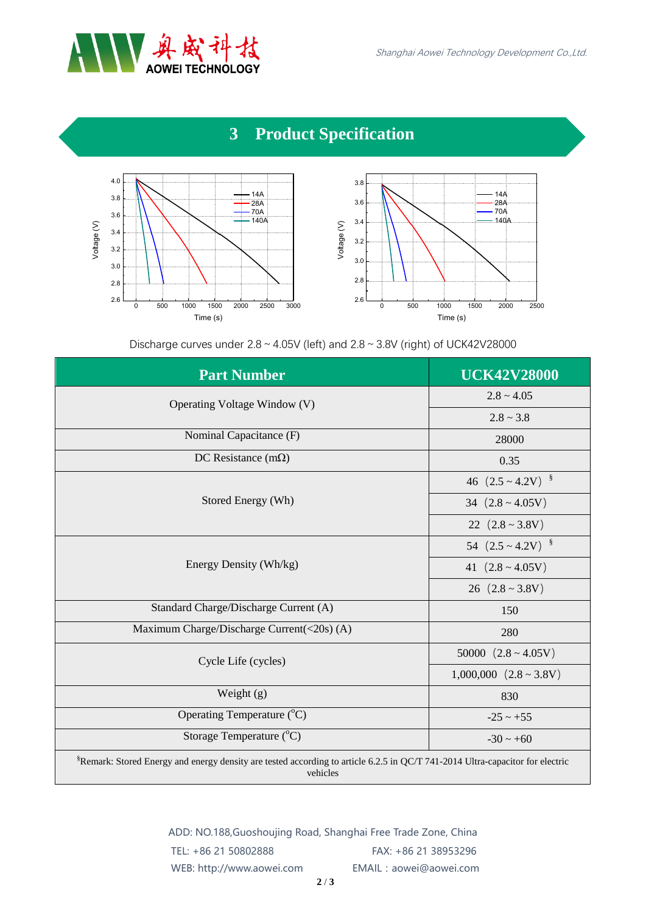# 3 Product Specification

Discharge curves under 2.8 ~ 4.05V (left) and 2.8 ~ 3.8V (right) of UCK42V28000

| Part Number | UCK42V28000 |
|---|---|
| Operating Voltage Window (V) | 2.8 ~ 4.05 |
| | 2.8 ~ 3.8 |
| Nominal Capacitance (F) | 28000 |
| DC Resistance (mΩ) | 0.35 |
| Stored Energy (Wh) | 46 (2.5 ~ 4.2V) § |
| | 34 (2.8 ~ 4.05V) |
| | 22 (2.8 ~ 3.8V) |
| Energy Density (Wh/kg) | 54 (2.5 ~ 4.2V) § |
| | 41 (2.8 ~ 4.05V) |
| | 26 (2.8 ~ 3.8V) |
| Standard Charge/Discharge Current (A) | 150 |
| Maximum Charge/Discharge Current(<20s) (A) | 280 |
| Cycle Life (cycles) | 50000 (2.8 ~ 4.05V) |
| | 1,000,000 (2.8 ~ 3.8V) |
| Weight (g) | 830 |
| Operating Temperature (°C) | -25 ~ +55 |
| Storage Temperature (°C) | -30 ~ +60 |

§Remark: Stored Energy and energy density are tested according to article 6.2.5 in QC/T 741-2014 Ultra-capacitor for electric vehicles

ADD: NO.188,Guoshoujing Road, Shanghai Free Trade Zone, China
TEL: +86 21 50802888 FAX: +86 21 38953296
WEB: http://www.aowei.com EMAIL：aowei@aowei.com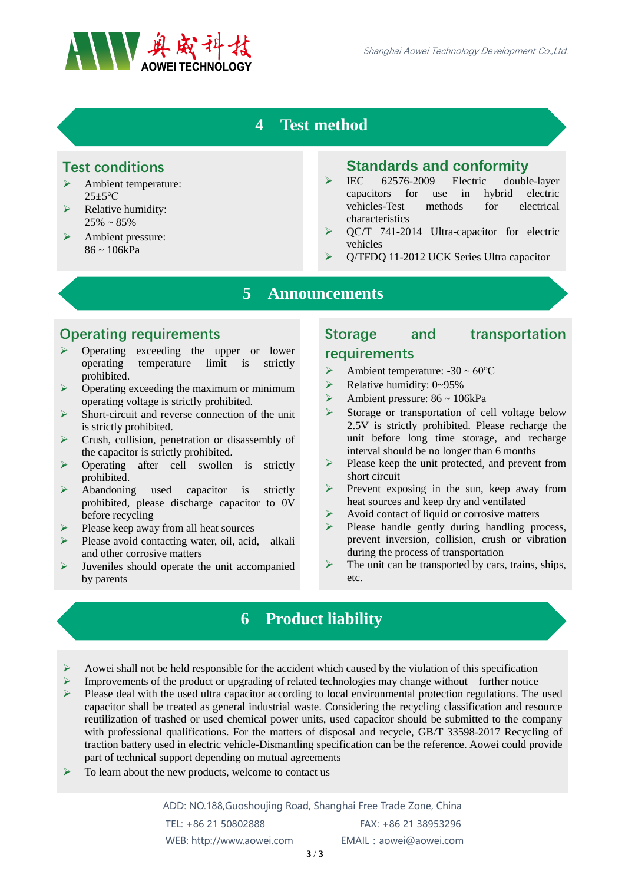## 4 Test method

### Test conditions

- Ambient temperature: 25±5℃
- Relative humidity: 25% ~ 85%
- Ambient pressure: 86 ~ 106kPa

### Standards and conformity

- IEC 62576-2009 Electric double-layer capacitors for use in hybrid electric vehicles-Test methods for electrical characteristics
- QC/T 741-2014 Ultra-capacitor for electric vehicles
- Q/TFDQ 11-2012 UCK Series Ultra capacitor

## 5 Announcements

### Operating requirements

- Operating exceeding the upper or lower operating temperature limit is strictly prohibited.
- Operating exceeding the maximum or minimum operating voltage is strictly prohibited.
- Short-circuit and reverse connection of the unit is strictly prohibited.
- Crush, collision, penetration or disassembly of the capacitor is strictly prohibited.
- Operating after cell swollen is strictly prohibited.
- Abandoning used capacitor is strictly prohibited, please discharge capacitor to 0V before recycling
- Please keep away from all heat sources
- Please avoid contacting water, oil, acid, alkali and other corrosive matters
- Juveniles should operate the unit accompanied by parents

### Storage and transportation requirements

- Ambient temperature: -30 ~ 60℃
- Relative humidity: 0~95%
- Ambient pressure: 86 ~ 106kPa
- Storage or transportation of cell voltage below 2.5V is strictly prohibited. Please recharge the unit before long time storage, and recharge interval should be no longer than 6 months
- Please keep the unit protected, and prevent from short circuit
- Prevent exposing in the sun, keep away from heat sources and keep dry and ventilated
- Avoid contact of liquid or corrosive matters
- Please handle gently during handling process, prevent inversion, collision, crush or vibration during the process of transportation
- The unit can be transported by cars, trains, ships, etc.

## 6 Product liability

- Aowei shall not be held responsible for the accident which caused by the violation of this specification
- Improvements of the product or upgrading of related technologies may change without further notice
- Please deal with the used ultra capacitor according to local environmental protection regulations. The used capacitor shall be treated as general industrial waste. Considering the recycling classification and resource reutilization of trashed or used chemical power units, used capacitor should be submitted to the company with professional qualifications. For the matters of disposal and recycle, GB/T 33598-2017 Recycling of traction battery used in electric vehicle-Dismantling specification can be the reference. Aowei could provide part of technical support depending on mutual agreements
- To learn about the new products, welcome to contact us

ADD: NO.188,Guoshoujing Road, Shanghai Free Trade Zone, China

TEL: +86 21 50802888 FAX: +86 21 38953296

WEB: http://www.aowei.com EMAIL：aowei@aowei.com